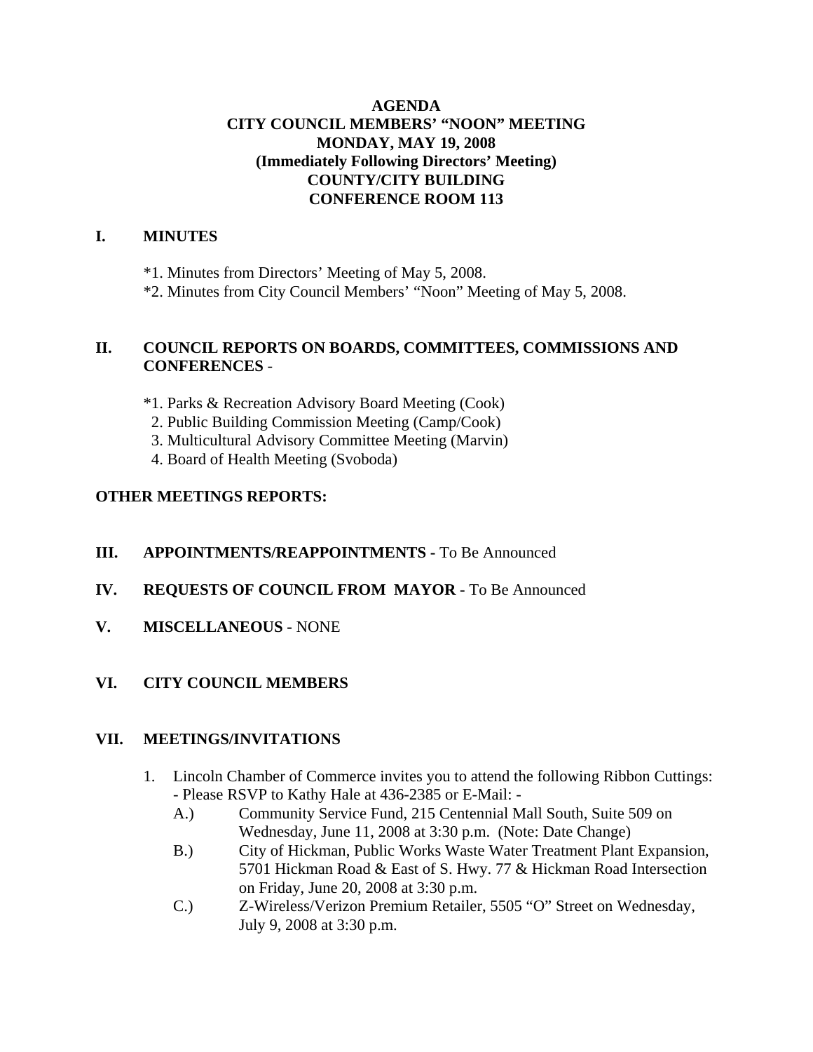# AGENDA
# CITY COUNCIL MEMBERS' "NOON" MEETING
# MONDAY, MAY 19, 2008
# (Immediately Following Directors' Meeting)
# COUNTY/CITY BUILDING
# CONFERENCE ROOM 113

## I. MINUTES

*1. Minutes from Directors' Meeting of May 5, 2008.
*2. Minutes from City Council Members' "Noon" Meeting of May 5, 2008.

## II. COUNCIL REPORTS ON BOARDS, COMMITTEES, COMMISSIONS AND CONFERENCES -

*1. Parks & Recreation Advisory Board Meeting (Cook)
2. Public Building Commission Meeting (Camp/Cook)
3. Multicultural Advisory Committee Meeting (Marvin)
4. Board of Health Meeting (Svoboda)

**OTHER MEETINGS REPORTS:**

## III. APPOINTMENTS/REAPPOINTMENTS - To Be Announced

## IV. REQUESTS OF COUNCIL FROM MAYOR - To Be Announced

## V. MISCELLANEOUS - NONE

## VI. CITY COUNCIL MEMBERS

## VII. MEETINGS/INVITATIONS

1. Lincoln Chamber of Commerce invites you to attend the following Ribbon Cuttings: - Please RSVP to Kathy Hale at 436-2385 or E-Mail: -
   A.) Community Service Fund, 215 Centennial Mall South, Suite 509 on Wednesday, June 11, 2008 at 3:30 p.m. (Note: Date Change)
   B.) City of Hickman, Public Works Waste Water Treatment Plant Expansion, 5701 Hickman Road & East of S. Hwy. 77 & Hickman Road Intersection on Friday, June 20, 2008 at 3:30 p.m.
   C.) Z-Wireless/Verizon Premium Retailer, 5505 "O" Street on Wednesday, July 9, 2008 at 3:30 p.m.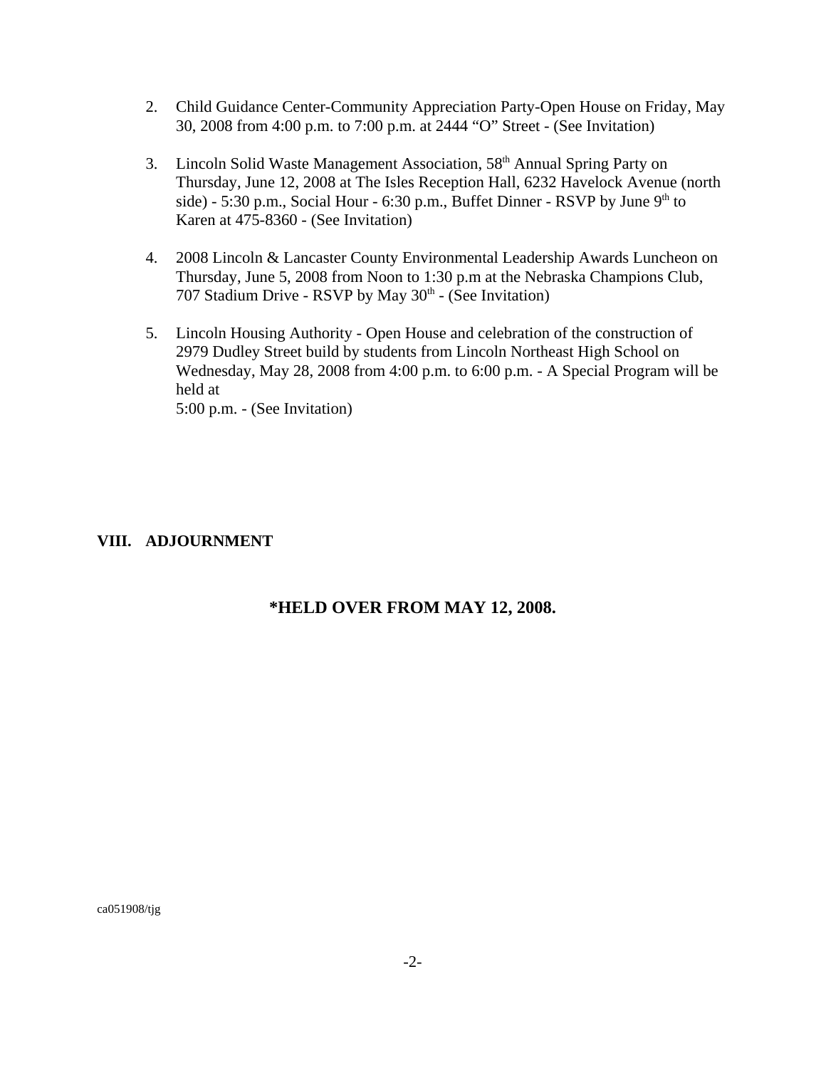2. Child Guidance Center-Community Appreciation Party-Open House on Friday, May 30, 2008 from 4:00 p.m. to 7:00 p.m. at 2444 “O” Street - (See Invitation)

3. Lincoln Solid Waste Management Association, 58th Annual Spring Party on Thursday, June 12, 2008 at The Isles Reception Hall, 6232 Havelock Avenue (north side) - 5:30 p.m., Social Hour - 6:30 p.m., Buffet Dinner - RSVP by June 9th to Karen at 475-8360 - (See Invitation)

4. 2008 Lincoln & Lancaster County Environmental Leadership Awards Luncheon on Thursday, June 5, 2008 from Noon to 1:30 p.m at the Nebraska Champions Club, 707 Stadium Drive - RSVP by May 30th - (See Invitation)

5. Lincoln Housing Authority - Open House and celebration of the construction of 2979 Dudley Street build by students from Lincoln Northeast High School on Wednesday, May 28, 2008 from 4:00 p.m. to 6:00 p.m. - A Special Program will be held at
5:00 p.m. - (See Invitation)

**VIII. ADJOURNMENT**

**\*HELD OVER FROM MAY 12, 2008.**

ca051908/tjg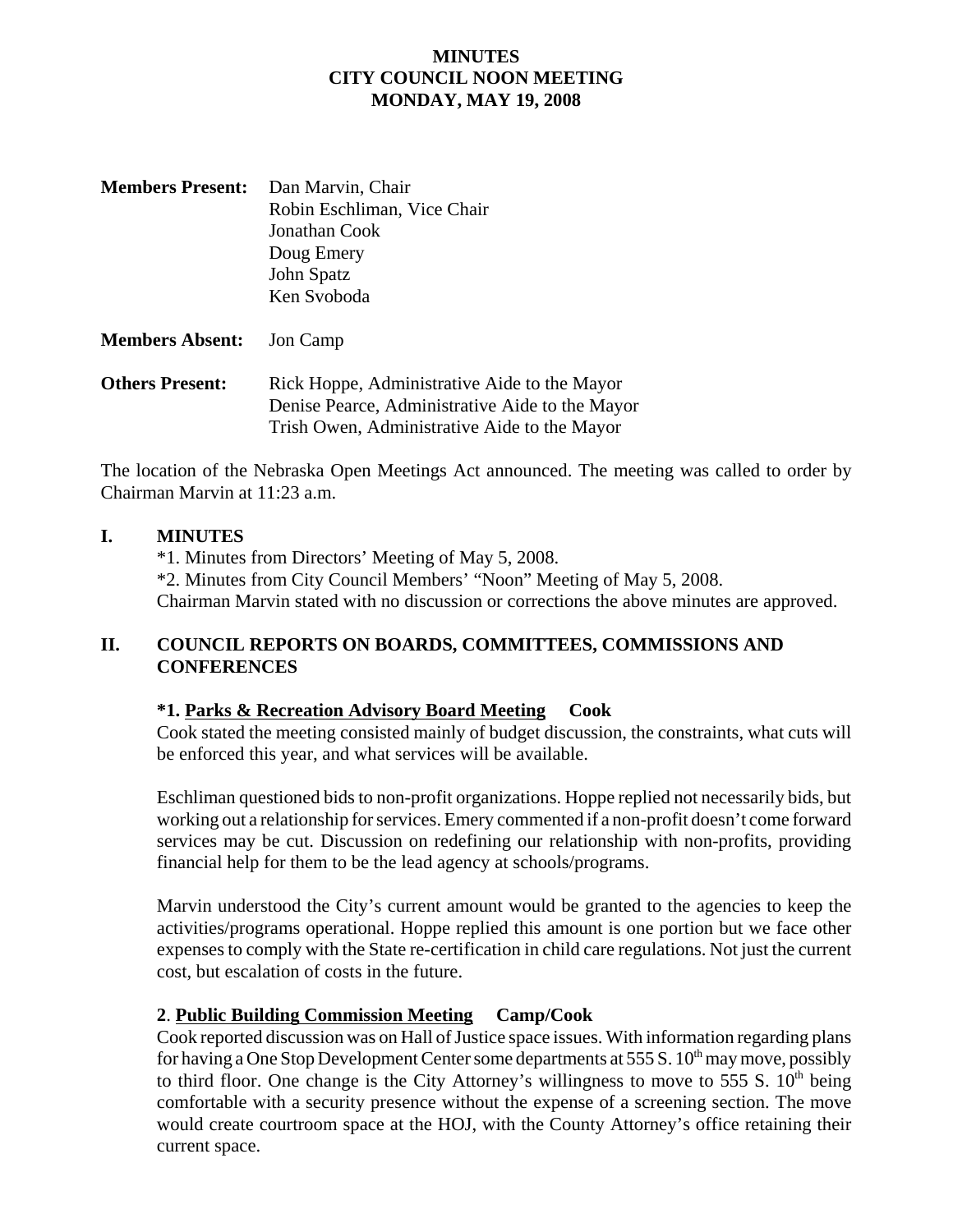**MINUTES**
**CITY COUNCIL NOON MEETING**
**MONDAY, MAY 19, 2008**

**Members Present:** Dan Marvin, Chair
Robin Eschliman, Vice Chair
Jonathan Cook
Doug Emery
John Spatz
Ken Svoboda

**Members Absent:** Jon Camp

**Others Present:** Rick Hoppe, Administrative Aide to the Mayor
Denise Pearce, Administrative Aide to the Mayor
Trish Owen, Administrative Aide to the Mayor

The location of the Nebraska Open Meetings Act announced. The meeting was called to order by Chairman Marvin at 11:23 a.m.

## I. MINUTES

*1. Minutes from Directors' Meeting of May 5, 2008.
*2. Minutes from City Council Members' "Noon" Meeting of May 5, 2008.
Chairman Marvin stated with no discussion or corrections the above minutes are approved.

## II. COUNCIL REPORTS ON BOARDS, COMMITTEES, COMMISSIONS AND CONFERENCES

**\*1. Parks & Recreation Advisory Board Meeting Cook**

Cook stated the meeting consisted mainly of budget discussion, the constraints, what cuts will be enforced this year, and what services will be available.

Eschliman questioned bids to non-profit organizations. Hoppe replied not necessarily bids, but working out a relationship for services. Emery commented if a non-profit doesn't come forward services may be cut. Discussion on redefining our relationship with non-profits, providing financial help for them to be the lead agency at schools/programs.

Marvin understood the City's current amount would be granted to the agencies to keep the activities/programs operational. Hoppe replied this amount is one portion but we face other expenses to comply with the State re-certification in child care regulations. Not just the current cost, but escalation of costs in the future.

**2. Public Building Commission Meeting Camp/Cook**

Cook reported discussion was on Hall of Justice space issues. With information regarding plans for having a One Stop Development Center some departments at 555 S. 10th may move, possibly to third floor. One change is the City Attorney's willingness to move to 555 S. 10th being comfortable with a security presence without the expense of a screening section. The move would create courtroom space at the HOJ, with the County Attorney's office retaining their current space.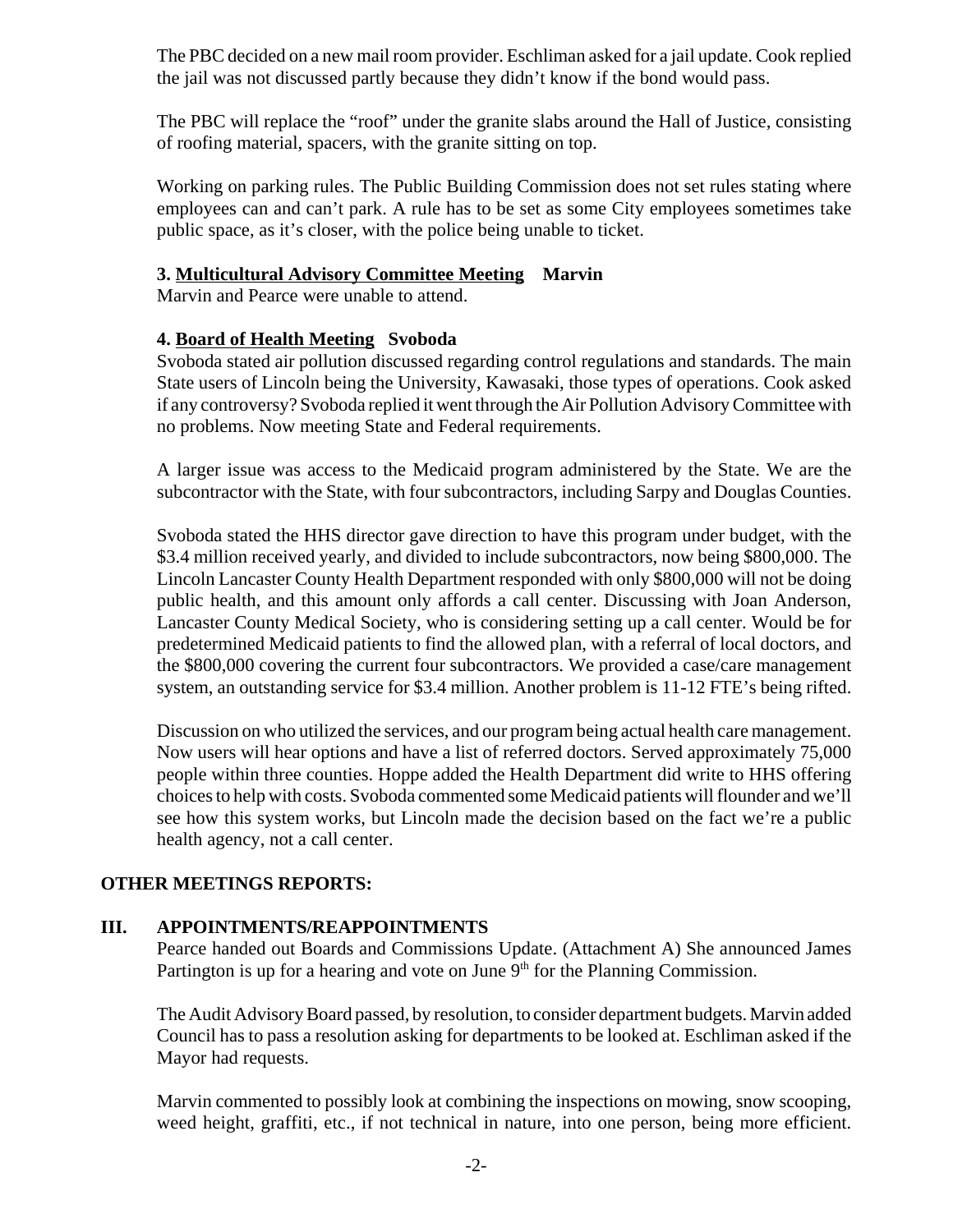The PBC decided on a new mail room provider. Eschliman asked for a jail update. Cook replied the jail was not discussed partly because they didn't know if the bond would pass.

The PBC will replace the "roof" under the granite slabs around the Hall of Justice, consisting of roofing material, spacers, with the granite sitting on top.

Working on parking rules. The Public Building Commission does not set rules stating where employees can and can't park. A rule has to be set as some City employees sometimes take public space, as it's closer, with the police being unable to ticket.

**3. <u>Multicultural Advisory Committee Meeting</u> Marvin**
Marvin and Pearce were unable to attend.

**4. <u>Board of Health Meeting</u> Svoboda**
Svoboda stated air pollution discussed regarding control regulations and standards. The main State users of Lincoln being the University, Kawasaki, those types of operations. Cook asked if any controversy? Svoboda replied it went through the Air Pollution Advisory Committee with no problems. Now meeting State and Federal requirements.

A larger issue was access to the Medicaid program administered by the State. We are the subcontractor with the State, with four subcontractors, including Sarpy and Douglas Counties.

Svoboda stated the HHS director gave direction to have this program under budget, with the \$3.4 million received yearly, and divided to include subcontractors, now being \$800,000. The Lincoln Lancaster County Health Department responded with only \$800,000 will not be doing public health, and this amount only affords a call center. Discussing with Joan Anderson, Lancaster County Medical Society, who is considering setting up a call center. Would be for predetermined Medicaid patients to find the allowed plan, with a referral of local doctors, and the \$800,000 covering the current four subcontractors. We provided a case/care management system, an outstanding service for \$3.4 million. Another problem is 11-12 FTE's being rifted.

Discussion on who utilized the services, and our program being actual health care management. Now users will hear options and have a list of referred doctors. Served approximately 75,000 people within three counties. Hoppe added the Health Department did write to HHS offering choices to help with costs. Svoboda commented some Medicaid patients will flounder and we'll see how this system works, but Lincoln made the decision based on the fact we're a public health agency, not a call center.

**OTHER MEETINGS REPORTS:**

## III. APPOINTMENTS/REAPPOINTMENTS

Pearce handed out Boards and Commissions Update. (Attachment A) She announced James Partington is up for a hearing and vote on June 9th for the Planning Commission.

The Audit Advisory Board passed, by resolution, to consider department budgets. Marvin added Council has to pass a resolution asking for departments to be looked at. Eschliman asked if the Mayor had requests.

Marvin commented to possibly look at combining the inspections on mowing, snow scooping, weed height, graffiti, etc., if not technical in nature, into one person, being more efficient.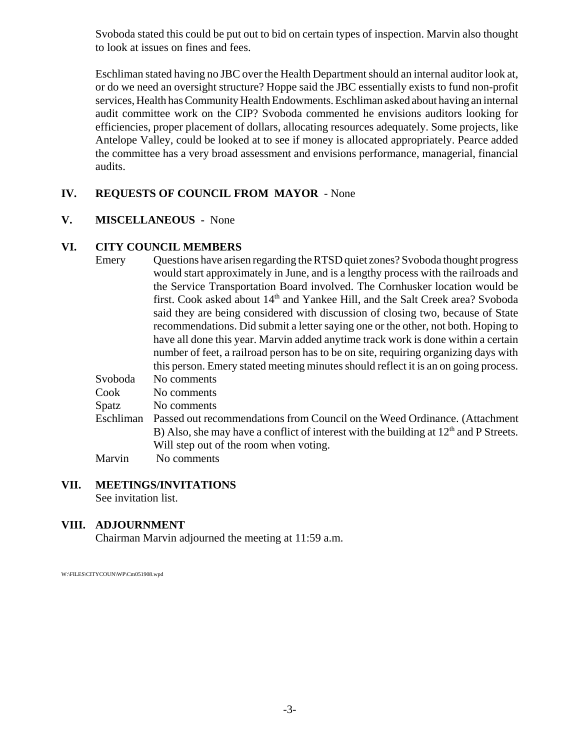Svoboda stated this could be put out to bid on certain types of inspection. Marvin also thought to look at issues on fines and fees.

Eschliman stated having no JBC over the Health Department should an internal auditor look at, or do we need an oversight structure? Hoppe said the JBC essentially exists to fund non-profit services, Health has Community Health Endowments. Eschliman asked about having an internal audit committee work on the CIP? Svoboda commented he envisions auditors looking for efficiencies, proper placement of dollars, allocating resources adequately. Some projects, like Antelope Valley, could be looked at to see if money is allocated appropriately. Pearce added the committee has a very broad assessment and envisions performance, managerial, financial audits.

## IV. REQUESTS OF COUNCIL FROM MAYOR - None

## V. MISCELLANEOUS - None

## VI. CITY COUNCIL MEMBERS

**Emery** Questions have arisen regarding the RTSD quiet zones? Svoboda thought progress would start approximately in June, and is a lengthy process with the railroads and the Service Transportation Board involved. The Cornhusker location would be first. Cook asked about 14th and Yankee Hill, and the Salt Creek area? Svoboda said they are being considered with discussion of closing two, because of State recommendations. Did submit a letter saying one or the other, not both. Hoping to have all done this year. Marvin added anytime track work is done within a certain number of feet, a railroad person has to be on site, requiring organizing days with this person. Emery stated meeting minutes should reflect it is an on going process.

**Svoboda** No comments

**Cook** No comments

**Spatz** No comments

**Eschliman** Passed out recommendations from Council on the Weed Ordinance. (Attachment B) Also, she may have a conflict of interest with the building at 12th and P Streets. Will step out of the room when voting.

**Marvin** No comments

## VII. MEETINGS/INVITATIONS

See invitation list.

## VIII. ADJOURNMENT

Chairman Marvin adjourned the meeting at 11:59 a.m.

W:\FILES\CITYCOUN\WP\Cm051908.wpd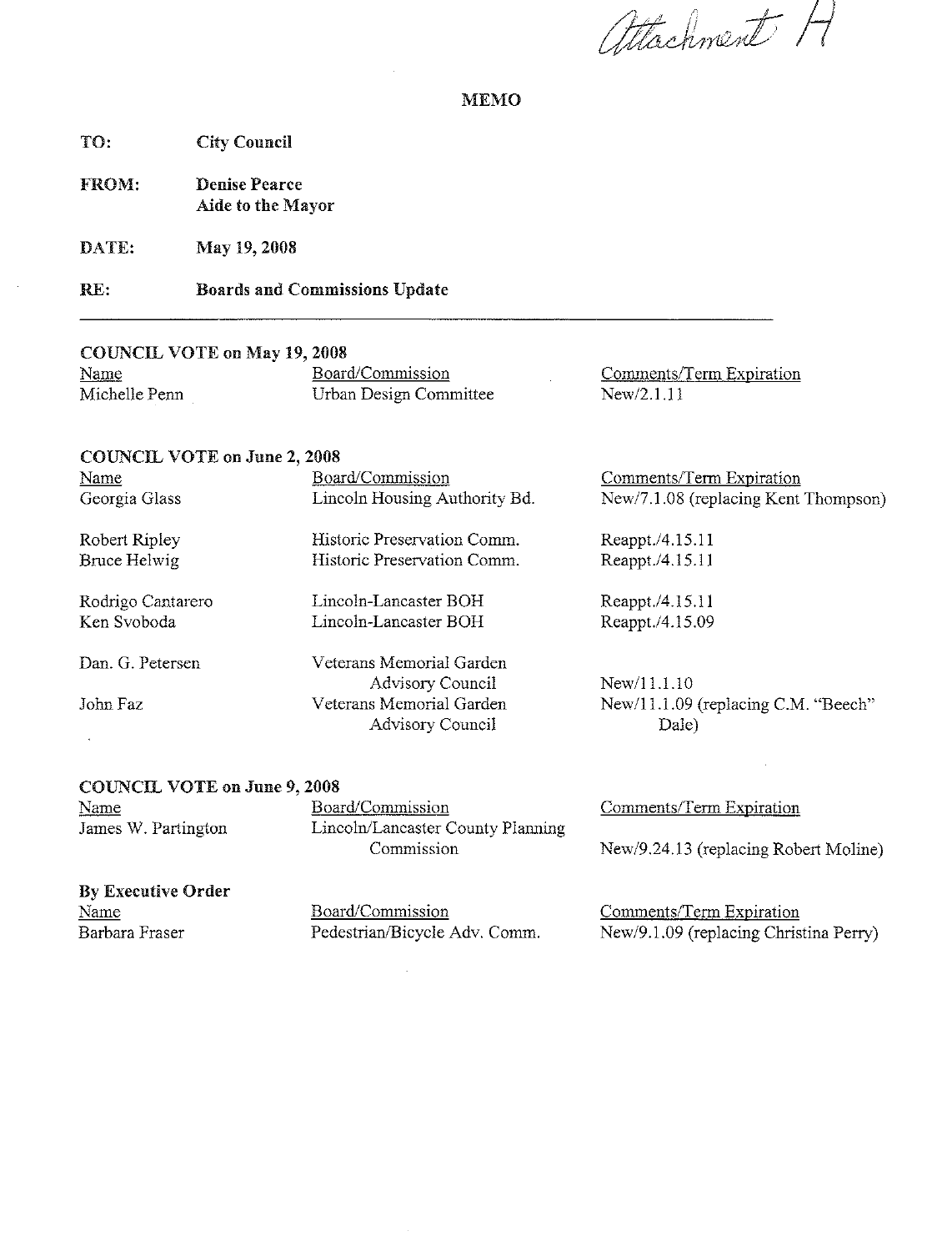*Attachment A*

# MEMO

**TO:** City Council

**FROM:** Denise Pearce
Aide to the Mayor

**DATE:** May 19, 2008

**RE:** Boards and Commissions Update

---

**COUNCIL VOTE on May 19, 2008**

| Name | Board/Commission | Comments/Term Expiration |
|---|---|---|
| Michelle Penn | Urban Design Committee | New/2.1.11 |

**COUNCIL VOTE on June 2, 2008**

| Name | Board/Commission | Comments/Term Expiration |
|---|---|---|
| Georgia Glass | Lincoln Housing Authority Bd. | New/7.1.08 (replacing Kent Thompson) |
| Robert Ripley | Historic Preservation Comm. | Reappt./4.15.11 |
| Bruce Helwig | Historic Preservation Comm. | Reappt./4.15.11 |
| Rodrigo Cantarero | Lincoln-Lancaster BOH | Reappt./4.15.11 |
| Ken Svoboda | Lincoln-Lancaster BOH | Reappt./4.15.09 |
| Dan. G. Petersen | Veterans Memorial Garden Advisory Council | New/11.1.10 |
| John Faz | Veterans Memorial Garden Advisory Council | New/11.1.09 (replacing C.M. "Beech" Dale) |

**COUNCIL VOTE on June 9, 2008**

| Name | Board/Commission | Comments/Term Expiration |
|---|---|---|
| James W. Partington | Lincoln/Lancaster County Planning Commission | New/9.24.13 (replacing Robert Moline) |

**By Executive Order**

| Name | Board/Commission | Comments/Term Expiration |
|---|---|---|
| Barbara Fraser | Pedestrian/Bicycle Adv. Comm. | New/9.1.09 (replacing Christina Perry) |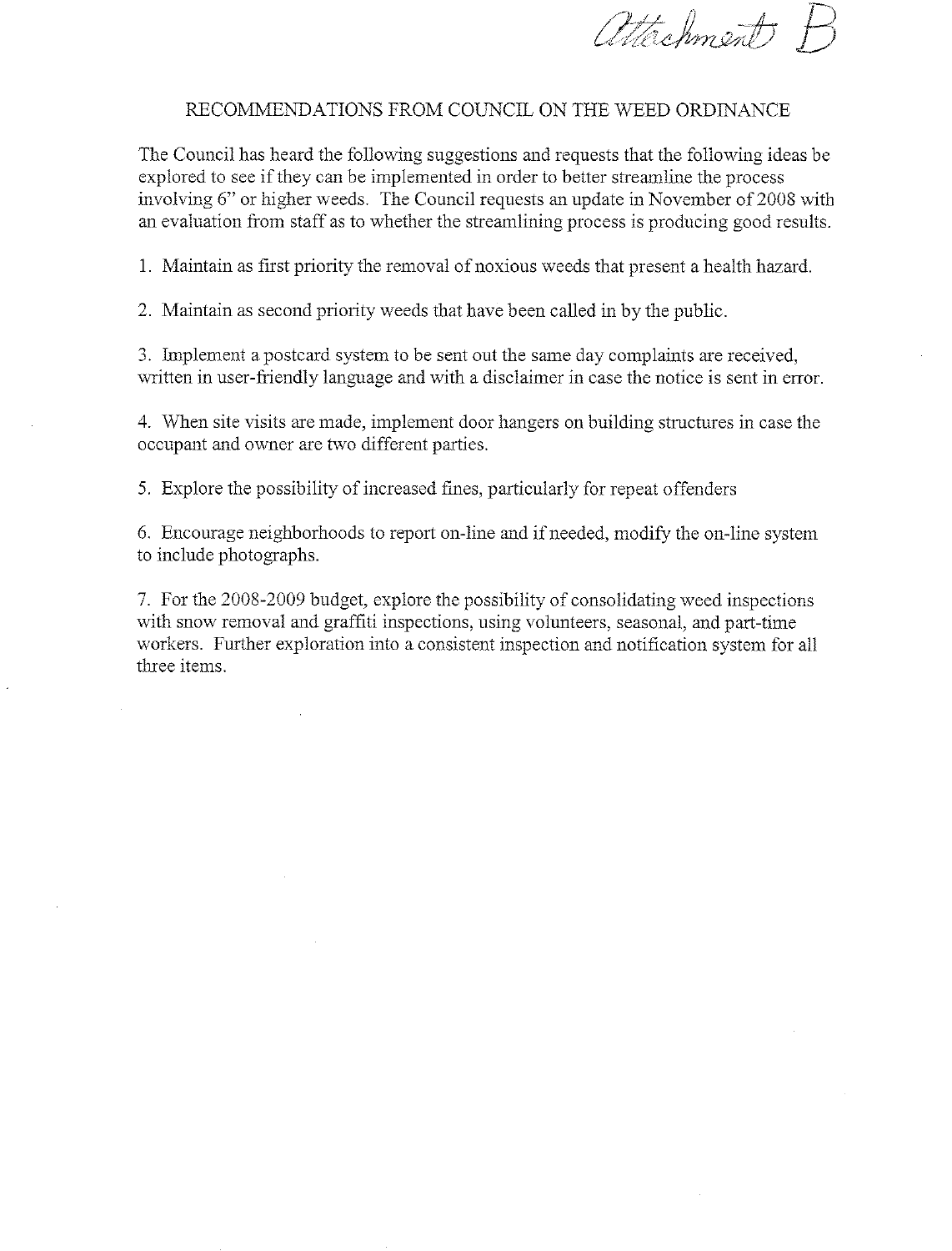Attachment B

# RECOMMENDATIONS FROM COUNCIL ON THE WEED ORDINANCE

The Council has heard the following suggestions and requests that the following ideas be explored to see if they can be implemented in order to better streamline the process involving 6" or higher weeds. The Council requests an update in November of 2008 with an evaluation from staff as to whether the streamlining process is producing good results.

1. Maintain as first priority the removal of noxious weeds that present a health hazard.

2. Maintain as second priority weeds that have been called in by the public.

3. Implement a postcard system to be sent out the same day complaints are received, written in user-friendly language and with a disclaimer in case the notice is sent in error.

4. When site visits are made, implement door hangers on building structures in case the occupant and owner are two different parties.

5. Explore the possibility of increased fines, particularly for repeat offenders

6. Encourage neighborhoods to report on-line and if needed, modify the on-line system to include photographs.

7. For the 2008-2009 budget, explore the possibility of consolidating weed inspections with snow removal and graffiti inspections, using volunteers, seasonal, and part-time workers. Further exploration into a consistent inspection and notification system for all three items.